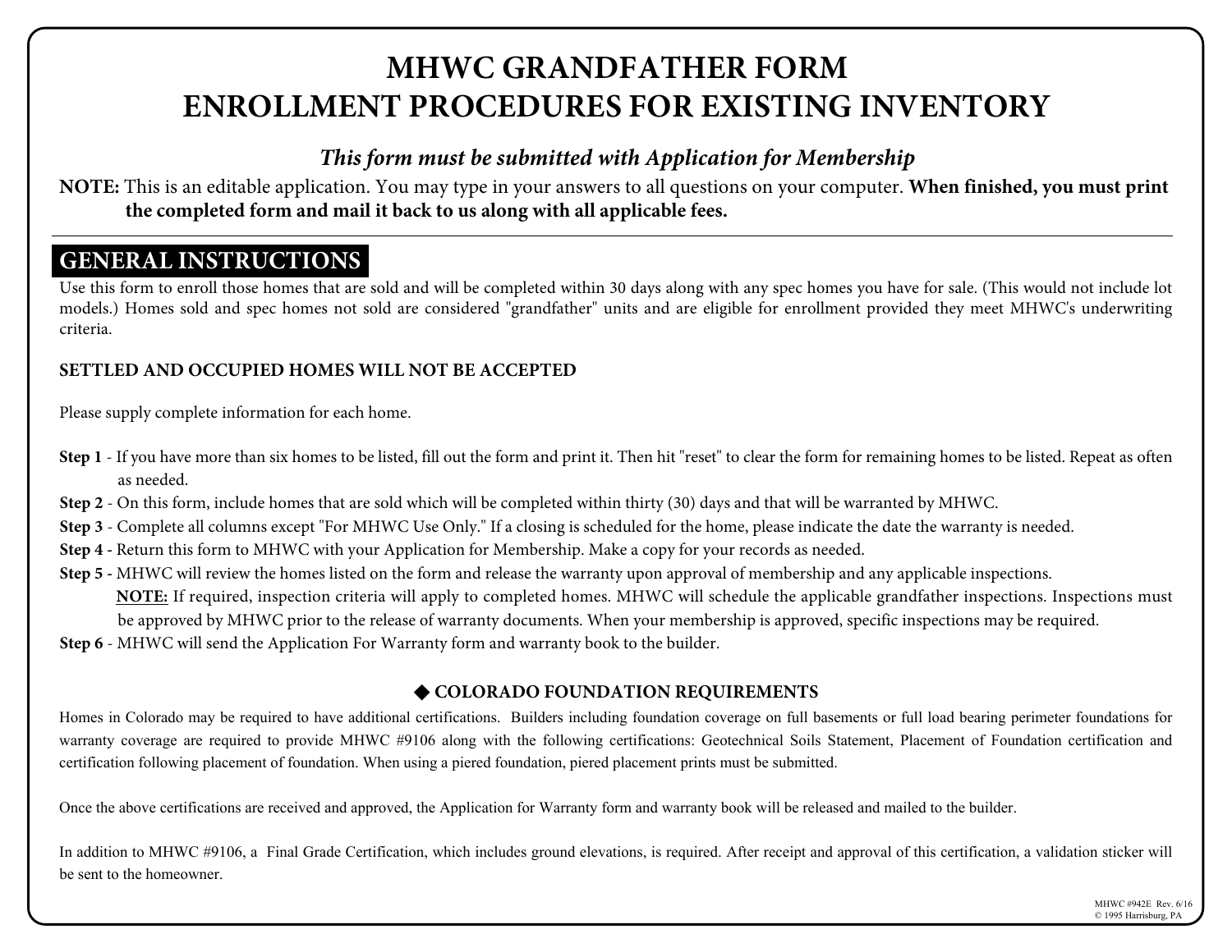# MHWC GRANDFATHER FORM
# ENROLLMENT PROCEDURES FOR EXISTING INVENTORY

***This form must be submitted with Application for Membership***

**NOTE:** This is an editable application. You may type in your answers to all questions on your computer. **When finished, you must print the completed form and mail it back to us along with all applicable fees.**

## GENERAL INSTRUCTIONS

Use this form to enroll those homes that are sold and will be completed within 30 days along with any spec homes you have for sale. (This would not include lot models.) Homes sold and spec homes not sold are considered "grandfather" units and are eligible for enrollment provided they meet MHWC's underwriting criteria.

**SETTLED AND OCCUPIED HOMES WILL NOT BE ACCEPTED**

Please supply complete information for each home.

**Step 1** - If you have more than six homes to be listed, fill out the form and print it. Then hit "reset" to clear the form for remaining homes to be listed. Repeat as often as needed.

**Step 2** - On this form, include homes that are sold which will be completed within thirty (30) days and that will be warranted by MHWC.

**Step 3** - Complete all columns except "For MHWC Use Only." If a closing is scheduled for the home, please indicate the date the warranty is needed.

**Step 4** - Return this form to MHWC with your Application for Membership. Make a copy for your records as needed.

**Step 5** - MHWC will review the homes listed on the form and release the warranty upon approval of membership and any applicable inspections.
**NOTE:** If required, inspection criteria will apply to completed homes. MHWC will schedule the applicable grandfather inspections. Inspections must be approved by MHWC prior to the release of warranty documents. When your membership is approved, specific inspections may be required.

**Step 6** - MHWC will send the Application For Warranty form and warranty book to the builder.

### ◆ COLORADO FOUNDATION REQUIREMENTS

Homes in Colorado may be required to have additional certifications. Builders including foundation coverage on full basements or full load bearing perimeter foundations for warranty coverage are required to provide MHWC #9106 along with the following certifications: Geotechnical Soils Statement, Placement of Foundation certification and certification following placement of foundation. When using a piered foundation, piered placement prints must be submitted.

Once the above certifications are received and approved, the Application for Warranty form and warranty book will be released and mailed to the builder.

In addition to MHWC #9106, a Final Grade Certification, which includes ground elevations, is required. After receipt and approval of this certification, a validation sticker will be sent to the homeowner.

MHWC #942E Rev. 6/16
© 1995 Harrisburg, PA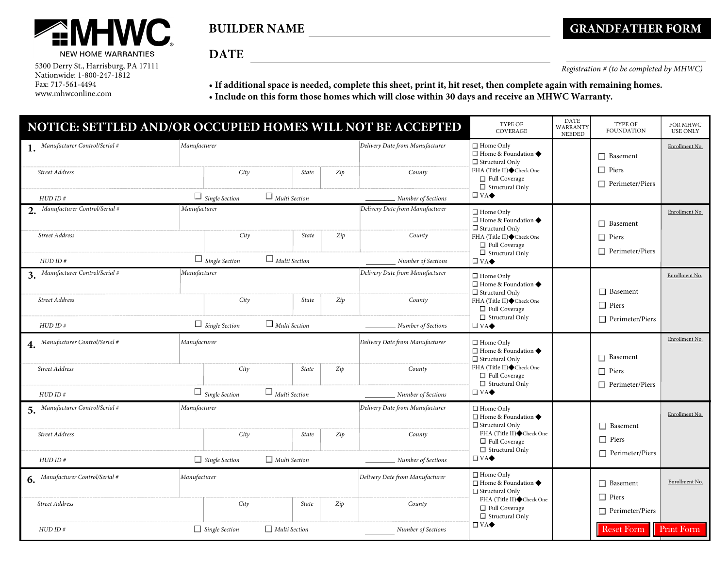**MHWC**

NEW HOME WARRANTIES

5300 Derry St., Harrisburg, PA 17111
Nationwide: 1-800-247-1812
Fax: 717-561-4494
www.mhwconline.com

**BUILDER NAME** ______________________________

**DATE** ______________________________

# GRANDFATHER FORM

______________________________
*Registration # (to be completed by MHWC)*

- **If additional space is needed, complete this sheet, print it, hit reset, then complete again with remaining homes.**
- **Include on this form those homes which will close within 30 days and receive an MHWC Warranty.**

| NOTICE: SETTLED AND/OR OCCUPIED HOMES WILL NOT BE ACCEPTED | TYPE OF COVERAGE | DATE WARRANTY NEEDED | TYPE OF FOUNDATION | FOR MHWC USE ONLY |
|---|---|---|---|---|
| **1.** *Manufacturer Control/Serial #* · *Manufacturer* · *Delivery Date from Manufacturer*<br>*Street Address* · *City* · *State* · *Zip* · *County*<br>*HUD ID #* · ☐ *Single Section* · ☐ *Multi Section* · ______ *Number of Sections* | ☐ Home Only<br>☐ Home & Foundation ◆<br>☐ Structural Only<br>FHA (Title II)◆Check One<br>☐ Full Coverage<br>☐ Structural Only<br>☐ VA◆ | | ☐ Basement<br>☐ Piers<br>☐ Perimeter/Piers | Enrollment No. |
| **2.** *Manufacturer Control/Serial #* · *Manufacturer* · *Delivery Date from Manufacturer*<br>*Street Address* · *City* · *State* · *Zip* · *County*<br>*HUD ID #* · ☐ *Single Section* · ☐ *Multi Section* · ______ *Number of Sections* | ☐ Home Only<br>☐ Home & Foundation ◆<br>☐ Structural Only<br>FHA (Title II)◆Check One<br>☐ Full Coverage<br>☐ Structural Only<br>☐ VA◆ | | ☐ Basement<br>☐ Piers<br>☐ Perimeter/Piers | Enrollment No. |
| **3.** *Manufacturer Control/Serial #* · *Manufacturer* · *Delivery Date from Manufacturer*<br>*Street Address* · *City* · *State* · *Zip* · *County*<br>*HUD ID #* · ☐ *Single Section* · ☐ *Multi Section* · ______ *Number of Sections* | ☐ Home Only<br>☐ Home & Foundation ◆<br>☐ Structural Only<br>FHA (Title II)◆Check One<br>☐ Full Coverage<br>☐ Structural Only<br>☐ VA◆ | | ☐ Basement<br>☐ Piers<br>☐ Perimeter/Piers | Enrollment No. |
| **4.** *Manufacturer Control/Serial #* · *Manufacturer* · *Delivery Date from Manufacturer*<br>*Street Address* · *City* · *State* · *Zip* · *County*<br>*HUD ID #* · ☐ *Single Section* · ☐ *Multi Section* · ______ *Number of Sections* | ☐ Home Only<br>☐ Home & Foundation ◆<br>☐ Structural Only<br>FHA (Title II)◆Check One<br>☐ Full Coverage<br>☐ Structural Only<br>☐ VA◆ | | ☐ Basement<br>☐ Piers<br>☐ Perimeter/Piers | Enrollment No. |
| **5.** *Manufacturer Control/Serial #* · *Manufacturer* · *Delivery Date from Manufacturer*<br>*Street Address* · *City* · *State* · *Zip* · *County*<br>*HUD ID #* · ☐ *Single Section* · ☐ *Multi Section* · ______ *Number of Sections* | ☐ Home Only<br>☐ Home & Foundation ◆<br>☐ Structural Only<br>FHA (Title II)◆Check One<br>☐ Full Coverage<br>☐ Structural Only<br>☐ VA◆ | | ☐ Basement<br>☐ Piers<br>☐ Perimeter/Piers | Enrollment No. |
| **6.** *Manufacturer Control/Serial #* · *Manufacturer* · *Delivery Date from Manufacturer*<br>*Street Address* · *City* · *State* · *Zip* · *County*<br>*HUD ID #* · ☐ *Single Section* · ☐ *Multi Section* · ______ *Number of Sections* | ☐ Home Only<br>☐ Home & Foundation ◆<br>☐ Structural Only<br>FHA (Title II)◆Check One<br>☐ Full Coverage<br>☐ Structural Only<br>☐ VA◆ | | ☐ Basement<br>☐ Piers<br>☐ Perimeter/Piers | Enrollment No. |

Reset Form | Print Form